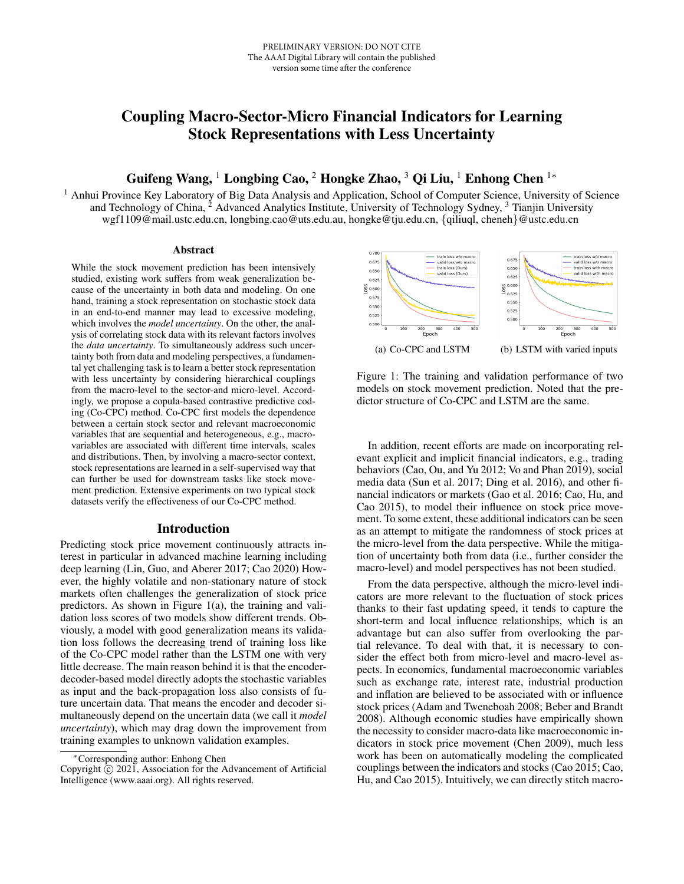PRELIMINARY VERSION: DO NOT CITE
The AAAI Digital Library will contain the published version some time after the conference

# Coupling Macro-Sector-Micro Financial Indicators for Learning Stock Representations with Less Uncertainty

**Guifeng Wang, [1] Longbing Cao, [2] Hongke Zhao, [3] Qi Liu, [1] Enhong Chen [1*]**

[1] Anhui Province Key Laboratory of Big Data Analysis and Application, School of Computer Science, University of Science and Technology of China, [2] Advanced Analytics Institute, University of Technology Sydney, [3] Tianjin University
wgf1109@mail.ustc.edu.cn, longbing.cao@uts.edu.au, hongke@tju.edu.cn, {qiliuql, cheneh}@ustc.edu.cn

## Abstract

While the stock movement prediction has been intensively studied, existing work suffers from weak generalization because of the uncertainty in both data and modeling. On one hand, training a stock representation on stochastic stock data in an end-to-end manner may lead to excessive modeling, which involves the *model uncertainty*. On the other, the analysis of correlating stock data with its relevant factors involves the *data uncertainty*. To simultaneously address such uncertainty both from data and modeling perspectives, a fundamental yet challenging task is to learn a better stock representation with less uncertainty by considering hierarchical couplings from the macro-level to the sector-and micro-level. Accordingly, we propose a copula-based contrastive predictive coding (Co-CPC) method. Co-CPC first models the dependence between a certain stock sector and relevant macroeconomic variables that are sequential and heterogeneous, e.g., macro-variables are associated with different time intervals, scales and distributions. Then, by involving a macro-sector context, stock representations are learned in a self-supervised way that can further be used for downstream tasks like stock movement prediction. Extensive experiments on two typical stock datasets verify the effectiveness of our Co-CPC method.

## Introduction

Predicting stock price movement continuously attracts interest in particular in advanced machine learning including deep learning (Lin, Guo, and Aberer 2017; Cao 2020) However, the highly volatile and non-stationary nature of stock markets often challenges the generalization of stock price predictors. As shown in Figure 1(a), the training and validation loss scores of two models show different trends. Obviously, a model with good generalization means its validation loss follows the decreasing trend of training loss like of the Co-CPC model rather than the LSTM one with very little decrease. The main reason behind it is that the encoder-decoder-based model directly adopts the stochastic variables as input and the back-propagation loss also consists of future uncertain data. That means the encoder and decoder simultaneously depend on the uncertain data (we call it *model uncertainty*), which may drag down the improvement from training examples to unknown validation examples.

(a) Co-CPC and LSTM (b) LSTM with varied inputs

Figure 1: The training and validation performance of two models on stock movement prediction. Noted that the predictor structure of Co-CPC and LSTM are the same.

In addition, recent efforts are made on incorporating relevant explicit and implicit financial indicators, e.g., trading behaviors (Cao, Ou, and Yu 2012; Vo and Phan 2019), social media data (Sun et al. 2017; Ding et al. 2016), and other financial indicators or markets (Gao et al. 2016; Cao, Hu, and Cao 2015), to model their influence on stock price movement. To some extent, these additional indicators can be seen as an attempt to mitigate the randomness of stock prices at the micro-level from the data perspective. While the mitigation of uncertainty both from data (i.e., further consider the macro-level) and model perspectives has not been studied.

From the data perspective, although the micro-level indicators are more relevant to the fluctuation of stock prices thanks to their fast updating speed, it tends to capture the short-term and local influence relationships, which is an advantage but can also suffer from overlooking the partial relevance. To deal with that, it is necessary to consider the effect both from micro-level and macro-level aspects. In economics, fundamental macroeconomic variables such as exchange rate, interest rate, industrial production and inflation are believed to be associated with or influence stock prices (Adam and Tweneboah 2008; Beber and Brandt 2008). Although economic studies have empirically shown the necessity to consider macro-data like macroeconomic indicators in stock price movement (Chen 2009), much less work has been on automatically modeling the complicated couplings between the indicators and stocks (Cao 2015; Cao, Hu, and Cao 2015). Intuitively, we can directly stitch macro-

[*]Corresponding author: Enhong Chen
Copyright © 2021, Association for the Advancement of Artificial Intelligence (www.aaai.org). All rights reserved.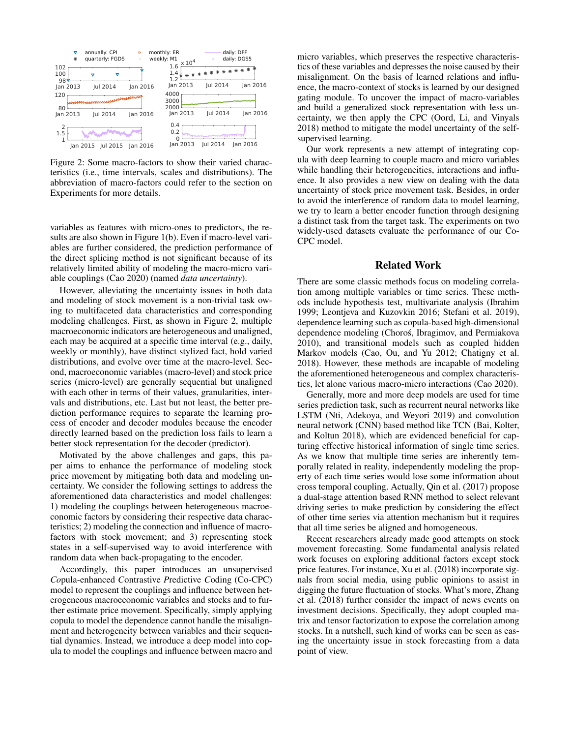Figure 2: Some macro-factors to show their varied characteristics (i.e., time intervals, scales and distributions). The abbreviation of macro-factors could refer to the section on Experiments for more details.

variables as features with micro-ones to predictors, the results are also shown in Figure 1(b). Even if macro-level variables are further considered, the prediction performance of the direct splicing method is not significant because of its relatively limited ability of modeling the macro-micro variable couplings (Cao 2020) (named *data uncertainty*).

However, alleviating the uncertainty issues in both data and modeling of stock movement is a non-trivial task owing to multifaceted data characteristics and corresponding modeling challenges. First, as shown in Figure 2, multiple macroeconomic indicators are heterogeneous and unaligned, each may be acquired at a specific time interval (e.g., daily, weekly or monthly), have distinct stylized fact, hold varied distributions, and evolve over time at the macro-level. Second, macroeconomic variables (macro-level) and stock price series (micro-level) are generally sequential but unaligned with each other in terms of their values, granularities, intervals and distributions, etc. Last but not least, the better prediction performance requires to separate the learning process of encoder and decoder modules because the encoder directly learned based on the prediction loss fails to learn a better stock representation for the decoder (predictor).

Motivated by the above challenges and gaps, this paper aims to enhance the performance of modeling stock price movement by mitigating both data and modeling uncertainty. We consider the following settings to address the aforementioned data characteristics and model challenges: 1) modeling the couplings between heterogeneous macroeconomic factors by considering their respective data characteristics; 2) modeling the connection and influence of macro-factors with stock movement; and 3) representing stock states in a self-supervised way to avoid interference with random data when back-propagating to the encoder.

Accordingly, this paper introduces an unsupervised *Co*pula-enhanced *C*ontrastive *P*redictive *C*oding (Co-CPC) model to represent the couplings and influence between heterogeneous macroeconomic variables and stocks and to further estimate price movement. Specifically, simply applying copula to model the dependence cannot handle the misalignment and heterogeneity between variables and their sequential dynamics. Instead, we introduce a deep model into copula to model the couplings and influence between macro and micro variables, which preserves the respective characteristics of these variables and depresses the noise caused by their misalignment. On the basis of learned relations and influence, the macro-context of stocks is learned by our designed gating module. To uncover the impact of macro-variables and build a generalized stock representation with less uncertainty, we then apply the CPC (Oord, Li, and Vinyals 2018) method to mitigate the model uncertainty of the self-supervised learning.

Our work represents a new attempt of integrating copula with deep learning to couple macro and micro variables while handling their heterogeneities, interactions and influence. It also provides a new view on dealing with the data uncertainty of stock price movement task. Besides, in order to avoid the interference of random data to model learning, we try to learn a better encoder function through designing a distinct task from the target task. The experiments on two widely-used datasets evaluate the performance of our Co-CPC model.

## Related Work

There are some classic methods focus on modeling correlation among multiple variables or time series. These methods include hypothesis test, multivariate analysis (Ibrahim 1999; Leontjeva and Kuzovkin 2016; Stefani et al. 2019), dependence learning such as copula-based high-dimensional dependence modeling (Choroś, Ibragimov, and Permiakova 2010), and transitional models such as coupled hidden Markov models (Cao, Ou, and Yu 2012; Chatigny et al. 2018). However, these methods are incapable of modeling the aforementioned heterogeneous and complex characteristics, let alone various macro-micro interactions (Cao 2020).

Generally, more and more deep models are used for time series prediction task, such as recurrent neural networks like LSTM (Nti, Adekoya, and Weyori 2019) and convolution neural network (CNN) based method like TCN (Bai, Kolter, and Koltun 2018), which are evidenced beneficial for capturing effective historical information of single time series. As we know that multiple time series are inherently temporally related in reality, independently modeling the property of each time series would lose some information about cross temporal coupling. Actually, Qin et al. (2017) propose a dual-stage attention based RNN method to select relevant driving series to make prediction by considering the effect of other time series via attention mechanism but it requires that all time series be aligned and homogeneous.

Recent researchers already made good attempts on stock movement forecasting. Some fundamental analysis related work focuses on exploring additional factors except stock price features. For instance, Xu et al. (2018) incorporate signals from social media, using public opinions to assist in digging the future fluctuation of stocks. What's more, Zhang et al. (2018) further consider the impact of news events on investment decisions. Specifically, they adopt coupled matrix and tensor factorization to expose the correlation among stocks. In a nutshell, such kind of works can be seen as easing the uncertainty issue in stock forecasting from a data point of view.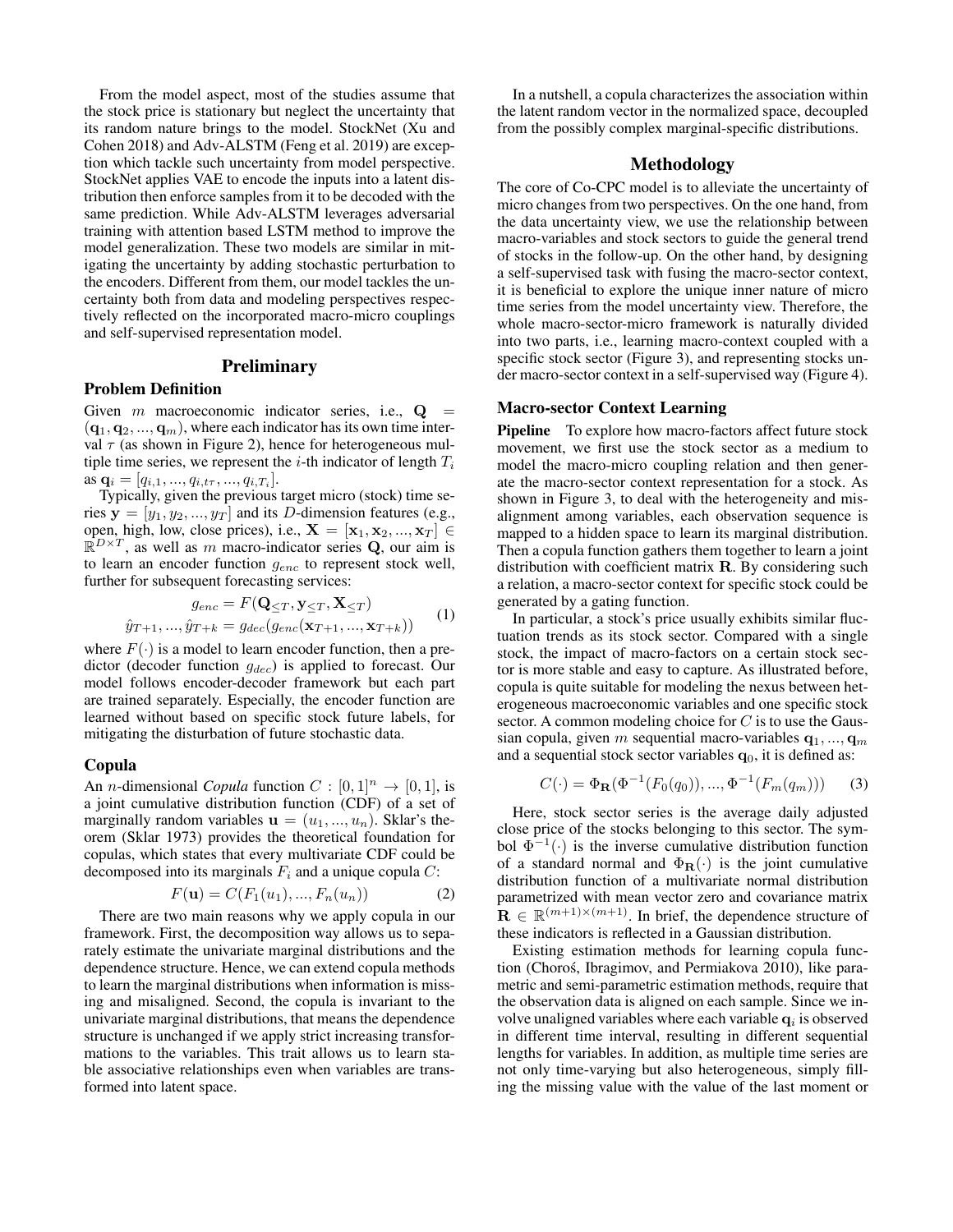From the model aspect, most of the studies assume that the stock price is stationary but neglect the uncertainty that its random nature brings to the model. StockNet (Xu and Cohen 2018) and Adv-ALSTM (Feng et al. 2019) are exception which tackle such uncertainty from model perspective. StockNet applies VAE to encode the inputs into a latent distribution then enforce samples from it to be decoded with the same prediction. While Adv-ALSTM leverages adversarial training with attention based LSTM method to improve the model generalization. These two models are similar in mitigating the uncertainty by adding stochastic perturbation to the encoders. Different from them, our model tackles the uncertainty both from data and modeling perspectives respectively reflected on the incorporated macro-micro couplings and self-supervised representation model.

## Preliminary

### Problem Definition

Given $m$ macroeconomic indicator series, i.e., $\mathbf{Q} = (\mathbf{q}_1, \mathbf{q}_2, ..., \mathbf{q}_m)$, where each indicator has its own time interval $\tau$ (as shown in Figure 2), hence for heterogeneous multiple time series, we represent the $i$-th indicator of length $T_i$ as $\mathbf{q}_i = [q_{i,1}, ..., q_{i,t\tau}, ..., q_{i,T_i}]$.

Typically, given the previous target micro (stock) time series $\mathbf{y} = [y_1, y_2, ..., y_T]$ and its $D$-dimension features (e.g., open, high, low, close prices), i.e., $\mathbf{X} = [\mathbf{x}_1, \mathbf{x}_2, ..., \mathbf{x}_T] \in \mathbb{R}^{D \times T}$, as well as $m$ macro-indicator series $\mathbf{Q}$, our aim is to learn an encoder function $g_{enc}$ to represent stock well, further for subsequent forecasting services:

$$
\begin{aligned}
g_{enc} &= F(\mathbf{Q}_{\leq T}, \mathbf{y}_{\leq T}, \mathbf{X}_{\leq T}) \\
\hat{y}_{T+1}, ..., \hat{y}_{T+k} &= g_{dec}(g_{enc}(\mathbf{x}_{T+1}, ..., \mathbf{x}_{T+k}))
\end{aligned} \tag{1}
$$

where $F(\cdot)$ is a model to learn encoder function, then a predictor (decoder function $g_{dec}$) is applied to forecast. Our model follows encoder-decoder framework but each part are trained separately. Especially, the encoder function are learned without based on specific stock future labels, for mitigating the disturbation of future stochastic data.

### Copula

An $n$-dimensional *Copula* function $C : [0, 1]^n \rightarrow [0, 1]$, is a joint cumulative distribution function (CDF) of a set of marginally random variables $\mathbf{u} = (u_1, ..., u_n)$. Sklar's theorem (Sklar 1973) provides the theoretical foundation for copulas, which states that every multivariate CDF could be decomposed into its marginals $F_i$ and a unique copula $C$:

$$
F(\mathbf{u}) = C(F_1(u_1), ..., F_n(u_n)) \tag{2}
$$

There are two main reasons why we apply copula in our framework. First, the decomposition way allows us to separately estimate the univariate marginal distributions and the dependence structure. Hence, we can extend copula methods to learn the marginal distributions when information is missing and misaligned. Second, the copula is invariant to the univariate marginal distributions, that means the dependence structure is unchanged if we apply strict increasing transformations to the variables. This trait allows us to learn stable associative relationships even when variables are transformed into latent space.

In a nutshell, a copula characterizes the association within the latent random vector in the normalized space, decoupled from the possibly complex marginal-specific distributions.

## Methodology

The core of Co-CPC model is to alleviate the uncertainty of micro changes from two perspectives. On the one hand, from the data uncertainty view, we use the relationship between macro-variables and stock sectors to guide the general trend of stocks in the follow-up. On the other hand, by designing a self-supervised task with fusing the macro-sector context, it is beneficial to explore the unique inner nature of micro time series from the model uncertainty view. Therefore, the whole macro-sector-micro framework is naturally divided into two parts, i.e., learning macro-context coupled with a specific stock sector (Figure 3), and representing stocks under macro-sector context in a self-supervised way (Figure 4).

### Macro-sector Context Learning

**Pipeline** To explore how macro-factors affect future stock movement, we first use the stock sector as a medium to model the macro-micro coupling relation and then generate the macro-sector context representation for a stock. As shown in Figure 3, to deal with the heterogeneity and misalignment among variables, each observation sequence is mapped to a hidden space to learn its marginal distribution. Then a copula function gathers them together to learn a joint distribution with coefficient matrix $\mathbf{R}$. By considering such a relation, a macro-sector context for specific stock could be generated by a gating function.

In particular, a stock's price usually exhibits similar fluctuation trends as its stock sector. Compared with a single stock, the impact of macro-factors on a certain stock sector is more stable and easy to capture. As illustrated before, copula is quite suitable for modeling the nexus between heterogeneous macroeconomic variables and one specific stock sector. A common modeling choice for $C$ is to use the Gaussian copula, given $m$ sequential macro-variables $\mathbf{q}_1, ..., \mathbf{q}_m$ and a sequential stock sector variables $\mathbf{q}_0$, it is defined as:

$$
C(\cdot) = \Phi_{\mathbf{R}}(\Phi^{-1}(F_0(q_0)), ..., \Phi^{-1}(F_m(q_m))) \tag{3}
$$

Here, stock sector series is the average daily adjusted close price of the stocks belonging to this sector. The symbol $\Phi^{-1}(\cdot)$ is the inverse cumulative distribution function of a standard normal and $\Phi_{\mathbf{R}}(\cdot)$ is the joint cumulative distribution function of a multivariate normal distribution parametrized with mean vector zero and covariance matrix $\mathbf{R} \in \mathbb{R}^{(m+1) \times (m+1)}$. In brief, the dependence structure of these indicators is reflected in a Gaussian distribution.

Existing estimation methods for learning copula function (Choroś, Ibragimov, and Permiakova 2010), like parametric and semi-parametric estimation methods, require that the observation data is aligned on each sample. Since we involve unaligned variables where each variable $\mathbf{q}_i$ is observed in different time interval, resulting in different sequential lengths for variables. In addition, as multiple time series are not only time-varying but also heterogeneous, simply filling the missing value with the value of the last moment or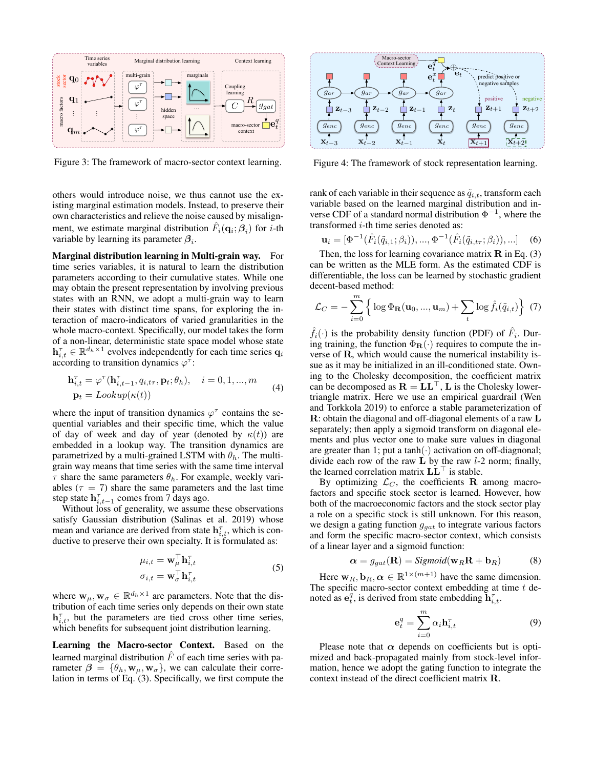Figure 3: The framework of macro-sector context learning.

Figure 4: The framework of stock representation learning.

others would introduce noise, we thus cannot use the existing marginal estimation models. Instead, to preserve their own characteristics and relieve the noise caused by misalignment, we estimate marginal distribution $\hat{F}_i(\mathbf{q}_i; \boldsymbol{\beta}_i)$ for $i$-th variable by learning its parameter $\boldsymbol{\beta}_i$.

**Marginal distribution learning in Multi-grain way.** For time series variables, it is natural to learn the distribution parameters according to their cumulative states. While one may obtain the present representation by involving previous states with an RNN, we adopt a multi-grain way to learn their states with distinct time spans, for exploring the interaction of macro-indicators of varied granularities in the whole macro-context. Specifically, our model takes the form of a non-linear, deterministic state space model whose state $\mathbf{h}^{\tau}_{i,t} \in \mathbb{R}^{d_h \times 1}$ evolves independently for each time series $\mathbf{q}_i$ according to transition dynamics $\varphi^{\tau}$:

$$\begin{aligned} \mathbf{h}^{\tau}_{i,t} &= \varphi^{\tau}(\mathbf{h}^{\tau}_{i,t-1}, q_{i,t\tau}, \mathbf{p}_t; \theta_h), \quad i = 0, 1, ..., m \\ \mathbf{p}_t &= \mathit{Lookup}(\kappa(t)) \end{aligned} \tag{4}$$

where the input of transition dynamics $\varphi^{\tau}$ contains the sequential variables and their specific time, which the value of day of week and day of year (denoted by $\kappa(t)$) are embedded in a lookup way. The transition dynamics are parametrized by a multi-grained LSTM with $\theta_h$. The multi-grain way means that time series with the same time interval $\tau$ share the same parameters $\theta_h$. For example, weekly variables ($\tau = 7$) share the same parameters and the last time step state $\mathbf{h}^{\tau}_{i,t-1}$ comes from 7 days ago.

Without loss of generality, we assume these observations satisfy Gaussian distribution (Salinas et al. 2019) whose mean and variance are derived from state $\mathbf{h}^{\tau}_{i,t}$, which is conductive to preserve their own specialty. It is formulated as:

$$\begin{aligned} \mu_{i,t} &= \mathbf{w}_{\mu}^{\top} \mathbf{h}^{\tau}_{i,t} \\ \sigma_{i,t} &= \mathbf{w}_{\sigma}^{\top} \mathbf{h}^{\tau}_{i,t} \end{aligned} \tag{5}$$

where $\mathbf{w}_{\mu}, \mathbf{w}_{\sigma} \in \mathbb{R}^{d_h \times 1}$ are parameters. Note that the distribution of each time series only depends on their own state $\mathbf{h}^{\tau}_{i,t}$, but the parameters are tied cross other time series, which benefits for subsequent joint distribution learning.

**Learning the Macro-sector Context.** Based on the learned marginal distribution $\hat{F}$ of each time series with parameter $\boldsymbol{\beta} = \{\theta_h, \mathbf{w}_{\mu}, \mathbf{w}_{\sigma}\}$, we can calculate their correlation in terms of Eq. (3). Specifically, we first compute the rank of each variable in their sequence as $\tilde{q}_{i,t}$, transform each variable based on the learned marginal distribution and inverse CDF of a standard normal distribution $\Phi^{-1}$, where the transformed $i$-th time series denoted as:

$$\mathbf{u}_i = [\Phi^{-1}(\hat{F}_i(\tilde{q}_{i,1}; \beta_i)), ..., \Phi^{-1}(\hat{F}_i(\tilde{q}_{i,t\tau}; \beta_i)), ...] \tag{6}$$

Then, the loss for learning covariance matrix $\mathbf{R}$ in Eq. (3) can be written as the MLE form. As the estimated CDF is differentiable, the loss can be learned by stochastic gradient decent-based method:

$$\mathcal{L}_C = -\sum_{i=0}^{m} \Big\{ \log \Phi_{\mathbf{R}}(\mathbf{u}_0, ..., \mathbf{u}_m) + \sum_t \log \hat{f}_i(\tilde{q}_{i,t}) \Big\} \tag{7}$$

$\hat{f}_i(\cdot)$ is the probability density function (PDF) of $\hat{F}_i$. During training, the function $\Phi_{\mathbf{R}}(\cdot)$ requires to compute the inverse of $\mathbf{R}$, which would cause the numerical instability issue as it may be initialized in an ill-conditioned state. Owning to the Cholesky decomposition, the coefficient matrix can be decomposed as $\mathbf{R} = \mathbf{L}\mathbf{L}^{\top}$, $\mathbf{L}$ is the Cholesky lower-triangle matrix. Here we use an empirical guardrail (Wen and Torkkola 2019) to enforce a stable parameterization of $\mathbf{R}$: obtain the diagonal and off-diagonal elements of a raw $\mathbf{L}$ separately; then apply a sigmoid transform on diagonal elements and plus vector one to make sure values in diagonal are greater than 1; put a $\tanh(\cdot)$ activation on off-diagonal; divide each row of the raw $\mathbf{L}$ by the raw $l$-2 norm; finally, the learned correlation matrix $\mathbf{L}\mathbf{L}^{\top}$ is stable.

By optimizing $\mathcal{L}_C$, the coefficients $\mathbf{R}$ among macro-factors and specific stock sector is learned. However, how both of the macroeconomic factors and the stock sector play a role on a specific stock is still unknown. For this reason, we design a gating function $g_{gat}$ to integrate various factors and form the specific macro-sector context, which consists of a linear layer and a sigmoid function:

$$\boldsymbol{\alpha} = g_{gat}(\mathbf{R}) = \mathit{Sigmoid}(\mathbf{w}_R \mathbf{R} + \mathbf{b}_R) \tag{8}$$

Here $\mathbf{w}_R, \mathbf{b}_R, \boldsymbol{\alpha} \in \mathbb{R}^{1 \times (m+1)}$ have the same dimension. The specific macro-sector context embedding at time $t$ denoted as $\mathbf{e}^q_t$, is derived from state embedding $\mathbf{h}^{\tau}_{i,t}$.

$$\mathbf{e}^q_t = \sum_{i=0}^{m} \alpha_i \mathbf{h}^{\tau}_{i,t} \tag{9}$$

Please note that $\boldsymbol{\alpha}$ depends on coefficients but is optimized and back-propagated mainly from stock-level information, hence we adopt the gating function to integrate the context instead of the direct coefficient matrix $\mathbf{R}$.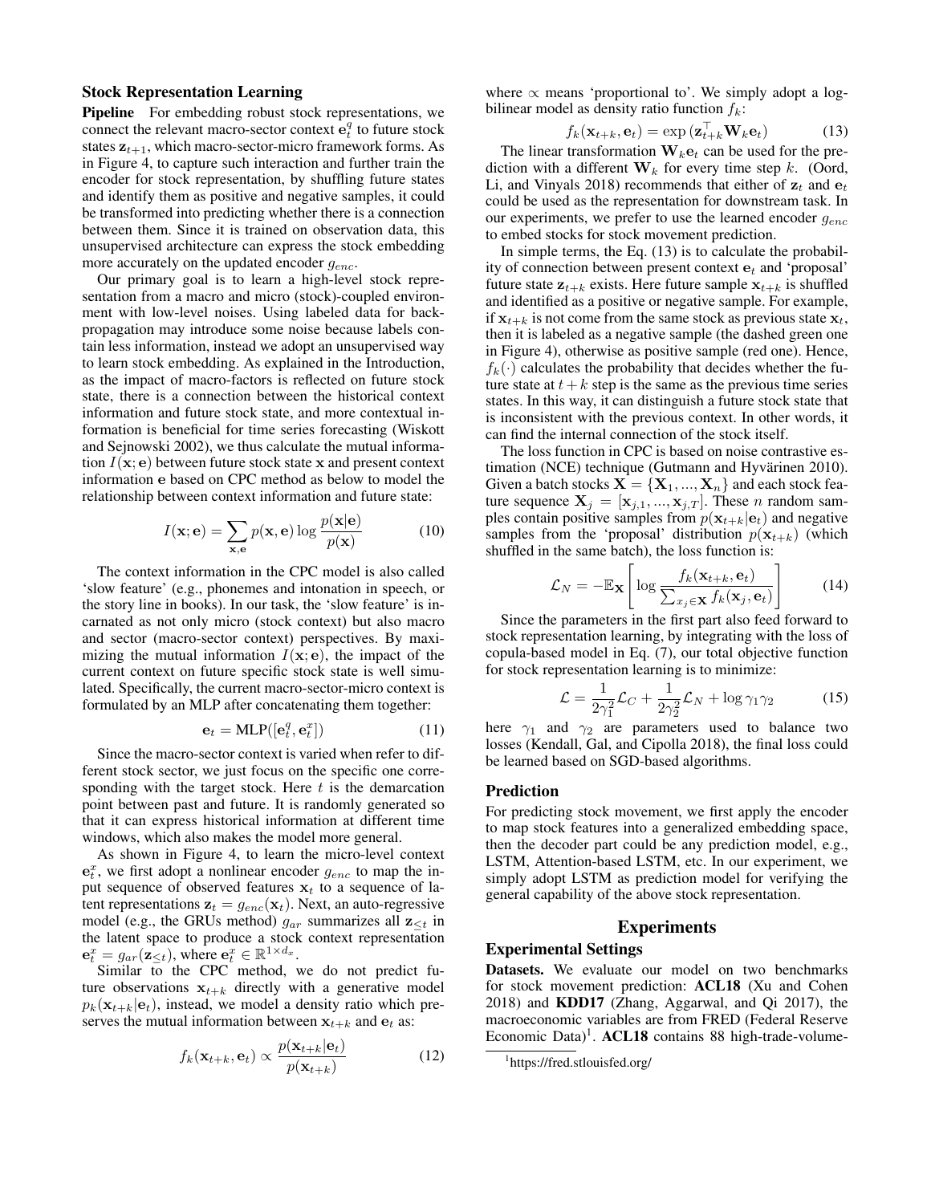### Stock Representation Learning

**Pipeline** For embedding robust stock representations, we connect the relevant macro-sector context $\mathbf{e}_t^q$ to future stock states $\mathbf{z}_{t+1}$, which macro-sector-micro framework forms. As in Figure 4, to capture such interaction and further train the encoder for stock representation, by shuffling future states and identify them as positive and negative samples, it could be transformed into predicting whether there is a connection between them. Since it is trained on observation data, this unsupervised architecture can express the stock embedding more accurately on the updated encoder $g_{enc}$.

Our primary goal is to learn a high-level stock representation from a macro and micro (stock)-coupled environment with low-level noises. Using labeled data for back-propagation may introduce some noise because labels contain less information, instead we adopt an unsupervised way to learn stock embedding. As explained in the Introduction, as the impact of macro-factors is reflected on future stock state, there is a connection between the historical context information and future stock state, and more contextual information is beneficial for time series forecasting (Wiskott and Sejnowski 2002), we thus calculate the mutual information $I(\mathbf{x}; \mathbf{e})$ between future stock state $\mathbf{x}$ and present context information $\mathbf{e}$ based on CPC method as below to model the relationship between context information and future state:

$$I(\mathbf{x}; \mathbf{e}) = \sum_{\mathbf{x},\mathbf{e}} p(\mathbf{x}, \mathbf{e}) \log \frac{p(\mathbf{x}|\mathbf{e})}{p(\mathbf{x})} \tag{10}$$

The context information in the CPC model is also called 'slow feature' (e.g., phonemes and intonation in speech, or the story line in books). In our task, the 'slow feature' is incarnated as not only micro (stock context) but also macro and sector (macro-sector context) perspectives. By maximizing the mutual information $I(\mathbf{x}; \mathbf{e})$, the impact of the current context on future specific stock state is well simulated. Specifically, the current macro-sector-micro context is formulated by an MLP after concatenating them together:

$$\mathbf{e}_t = \text{MLP}([\mathbf{e}_t^q, \mathbf{e}_t^x]) \tag{11}$$

Since the macro-sector context is varied when refer to different stock sector, we just focus on the specific one corresponding with the target stock. Here $t$ is the demarcation point between past and future. It is randomly generated so that it can express historical information at different time windows, which also makes the model more general.

As shown in Figure 4, to learn the micro-level context $\mathbf{e}_t^x$, we first adopt a nonlinear encoder $g_{enc}$ to map the input sequence of observed features $\mathbf{x}_t$ to a sequence of latent representations $\mathbf{z}_t = g_{enc}(\mathbf{x}_t)$. Next, an auto-regressive model (e.g., the GRUs method) $g_{ar}$ summarizes all $\mathbf{z}_{\leq t}$ in the latent space to produce a stock context representation $\mathbf{e}_t^x = g_{ar}(\mathbf{z}_{\leq t})$, where $\mathbf{e}_t^x \in \mathbb{R}^{1 \times d_x}$.

Similar to the CPC method, we do not predict future observations $\mathbf{x}_{t+k}$ directly with a generative model $p_k(\mathbf{x}_{t+k}|\mathbf{e}_t)$, instead, we model a density ratio which preserves the mutual information between $\mathbf{x}_{t+k}$ and $\mathbf{e}_t$ as:

$$f_k(\mathbf{x}_{t+k}, \mathbf{e}_t) \propto \frac{p(\mathbf{x}_{t+k}|\mathbf{e}_t)}{p(\mathbf{x}_{t+k})} \tag{12}$$

where $\propto$ means 'proportional to'. We simply adopt a log-bilinear model as density ratio function $f_k$:

$$f_k(\mathbf{x}_{t+k}, \mathbf{e}_t) = \exp\left(\mathbf{z}_{t+k}^\top \mathbf{W}_k \mathbf{e}_t\right) \tag{13}$$

The linear transformation $\mathbf{W}_k \mathbf{e}_t$ can be used for the prediction with a different $\mathbf{W}_k$ for every time step $k$. (Oord, Li, and Vinyals 2018) recommends that either of $\mathbf{z}_t$ and $\mathbf{e}_t$ could be used as the representation for downstream task. In our experiments, we prefer to use the learned encoder $g_{enc}$ to embed stocks for stock movement prediction.

In simple terms, the Eq. (13) is to calculate the probability of connection between present context $\mathbf{e}_t$ and 'proposal' future state $\mathbf{z}_{t+k}$ exists. Here future sample $\mathbf{x}_{t+k}$ is shuffled and identified as a positive or negative sample. For example, if $\mathbf{x}_{t+k}$ is not come from the same stock as previous state $\mathbf{x}_t$, then it is labeled as a negative sample (the dashed green one in Figure 4), otherwise as positive sample (red one). Hence, $f_k(\cdot)$ calculates the probability that decides whether the future state at $t+k$ step is the same as the previous time series states. In this way, it can distinguish a future stock state that is inconsistent with the previous context. In other words, it can find the internal connection of the stock itself.

The loss function in CPC is based on noise contrastive estimation (NCE) technique (Gutmann and Hyvärinen 2010). Given a batch stocks $\mathbf{X} = \{\mathbf{X}_1, ..., \mathbf{X}_n\}$ and each stock feature sequence $\mathbf{X}_j = [\mathbf{x}_{j,1}, ..., \mathbf{x}_{j,T}]$. These $n$ random samples contain positive samples from $p(\mathbf{x}_{t+k}|\mathbf{e}_t)$ and negative samples from the 'proposal' distribution $p(\mathbf{x}_{t+k})$ (which shuffled in the same batch), the loss function is:

$$\mathcal{L}_N = -\mathbb{E}_{\mathbf{X}}\left[\log \frac{f_k(\mathbf{x}_{t+k}, \mathbf{e}_t)}{\sum_{x_j \in \mathbf{X}} f_k(\mathbf{x}_j, \mathbf{e}_t)}\right] \tag{14}$$

Since the parameters in the first part also feed forward to stock representation learning, by integrating with the loss of copula-based model in Eq. (7), our total objective function for stock representation learning is to minimize:

$$\mathcal{L} = \frac{1}{2\gamma_1^2}\mathcal{L}_C + \frac{1}{2\gamma_2^2}\mathcal{L}_N + \log \gamma_1\gamma_2 \tag{15}$$

here $\gamma_1$ and $\gamma_2$ are parameters used to balance two losses (Kendall, Gal, and Cipolla 2018), the final loss could be learned based on SGD-based algorithms.

### Prediction

For predicting stock movement, we first apply the encoder to map stock features into a generalized embedding space, then the decoder part could be any prediction model, e.g., LSTM, Attention-based LSTM, etc. In our experiment, we simply adopt LSTM as prediction model for verifying the general capability of the above stock representation.

## Experiments

### Experimental Settings

**Datasets.** We evaluate our model on two benchmarks for stock movement prediction: **ACL18** (Xu and Cohen 2018) and **KDD17** (Zhang, Aggarwal, and Qi 2017), the macroeconomic variables are from FRED (Federal Reserve Economic Data)[1]. **ACL18** contains 88 high-trade-volume-

[1] https://fred.stlouisfed.org/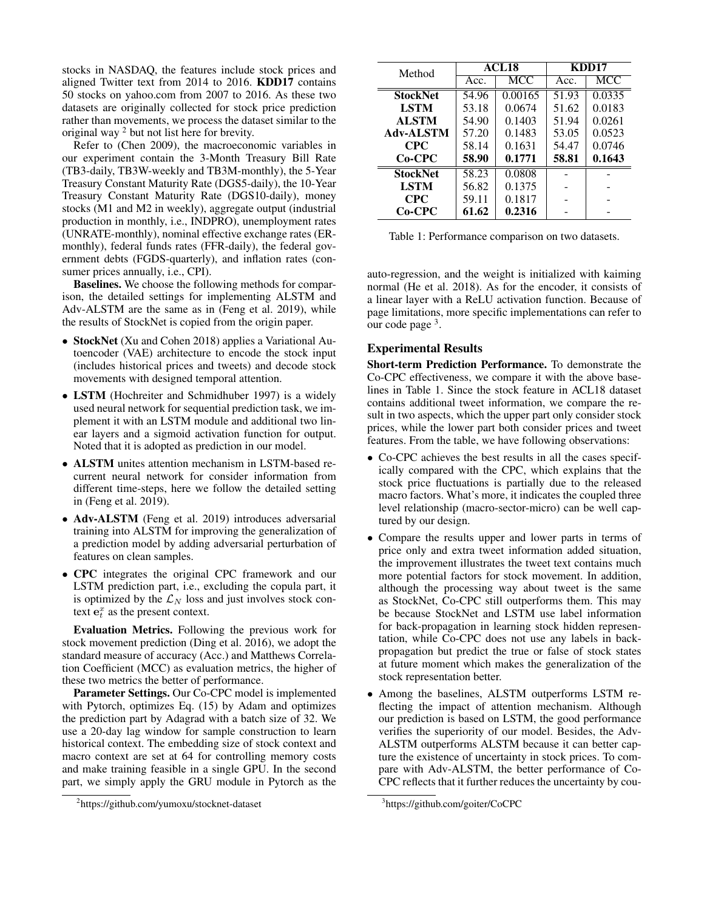stocks in NASDAQ, the features include stock prices and aligned Twitter text from 2014 to 2016. **KDD17** contains 50 stocks on yahoo.com from 2007 to 2016. As these two datasets are originally collected for stock price prediction rather than movements, we process the dataset similar to the original way [2] but not list here for brevity.

Refer to (Chen 2009), the macroeconomic variables in our experiment contain the 3-Month Treasury Bill Rate (TB3-daily, TB3W-weekly and TB3M-monthly), the 5-Year Treasury Constant Maturity Rate (DGS5-daily), the 10-Year Treasury Constant Maturity Rate (DGS10-daily), money stocks (M1 and M2 in weekly), aggregate output (industrial production in monthly, i.e., INDPRO), unemployment rates (UNRATE-monthly), nominal effective exchange rates (ER-monthly), federal funds rates (FFR-daily), the federal government debts (FGDS-quarterly), and inflation rates (consumer prices annually, i.e., CPI).

**Baselines.** We choose the following methods for comparison, the detailed settings for implementing ALSTM and Adv-ALSTM are the same as in (Feng et al. 2019), while the results of StockNet is copied from the origin paper.

- **StockNet** (Xu and Cohen 2018) applies a Variational Autoencoder (VAE) architecture to encode the stock input (includes historical prices and tweets) and decode stock movements with designed temporal attention.
- **LSTM** (Hochreiter and Schmidhuber 1997) is a widely used neural network for sequential prediction task, we implement it with an LSTM module and additional two linear layers and a sigmoid activation function for output. Noted that it is adopted as prediction in our model.
- **ALSTM** unites attention mechanism in LSTM-based recurrent neural network for consider information from different time-steps, here we follow the detailed setting in (Feng et al. 2019).
- **Adv-ALSTM** (Feng et al. 2019) introduces adversarial training into ALSTM for improving the generalization of a prediction model by adding adversarial perturbation of features on clean samples.
- **CPC** integrates the original CPC framework and our LSTM prediction part, i.e., excluding the copula part, it is optimized by the $\mathcal{L}_N$ loss and just involves stock context $\mathbf{e}_t^x$ as the present context.

**Evaluation Metrics.** Following the previous work for stock movement prediction (Ding et al. 2016), we adopt the standard measure of accuracy (Acc.) and Matthews Correlation Coefficient (MCC) as evaluation metrics, the higher of these two metrics the better of performance.

**Parameter Settings.** Our Co-CPC model is implemented with Pytorch, optimizes Eq. (15) by Adam and optimizes the prediction part by Adagrad with a batch size of 32. We use a 20-day lag window for sample construction to learn historical context. The embedding size of stock context and macro context are set at 64 for controlling memory costs and make training feasible in a single GPU. In the second part, we simply apply the GRU module in Pytorch as the auto-regression, and the weight is initialized with kaiming normal (He et al. 2018). As for the encoder, it consists of a linear layer with a ReLU activation function. Because of page limitations, more specific implementations can refer to our code page [3].

| Method | ACL18 | | KDD17 | |
|---|---|---|---|---|
| | Acc. | MCC | Acc. | MCC |
| **StockNet** | 54.96 | 0.00165 | 51.93 | 0.0335 |
| **LSTM** | 53.18 | 0.0674 | 51.62 | 0.0183 |
| **ALSTM** | 54.90 | 0.1403 | 51.94 | 0.0261 |
| **Adv-ALSTM** | 57.20 | 0.1483 | 53.05 | 0.0523 |
| **CPC** | 58.14 | 0.1631 | 54.47 | 0.0746 |
| **Co-CPC** | **58.90** | **0.1771** | **58.81** | **0.1643** |
| **StockNet** | 58.23 | 0.0808 | - | - |
| **LSTM** | 56.82 | 0.1375 | - | - |
| **CPC** | 59.11 | 0.1817 | - | - |
| **Co-CPC** | **61.62** | **0.2316** | - | - |

Table 1: Performance comparison on two datasets.

## Experimental Results

**Short-term Prediction Performance.** To demonstrate the Co-CPC effectiveness, we compare it with the above baselines in Table 1. Since the stock feature in ACL18 dataset contains additional tweet information, we compare the result in two aspects, which the upper part only consider stock prices, while the lower part both consider prices and tweet features. From the table, we have following observations:

- Co-CPC achieves the best results in all the cases specifically compared with the CPC, which explains that the stock price fluctuations is partially due to the released macro factors. What's more, it indicates the coupled three level relationship (macro-sector-micro) can be well captured by our design.
- Compare the results upper and lower parts in terms of price only and extra tweet information added situation, the improvement illustrates the tweet text contains much more potential factors for stock movement. In addition, although the processing way about tweet is the same as StockNet, Co-CPC still outperforms them. This may be because StockNet and LSTM use label information for back-propagation in learning stock hidden representation, while Co-CPC does not use any labels in back-propagation but predict the true or false of stock states at future moment which makes the generalization of the stock representation better.
- Among the baselines, ALSTM outperforms LSTM reflecting the impact of attention mechanism. Although our prediction is based on LSTM, the good performance verifies the superiority of our model. Besides, the Adv-ALSTM outperforms ALSTM because it can better capture the existence of uncertainty in stock prices. To compare with Adv-ALSTM, the better performance of Co-CPC reflects that it further reduces the uncertainty by cou-

[2] https://github.com/yumoxu/stocknet-dataset

[3] https://github.com/goiter/CoCPC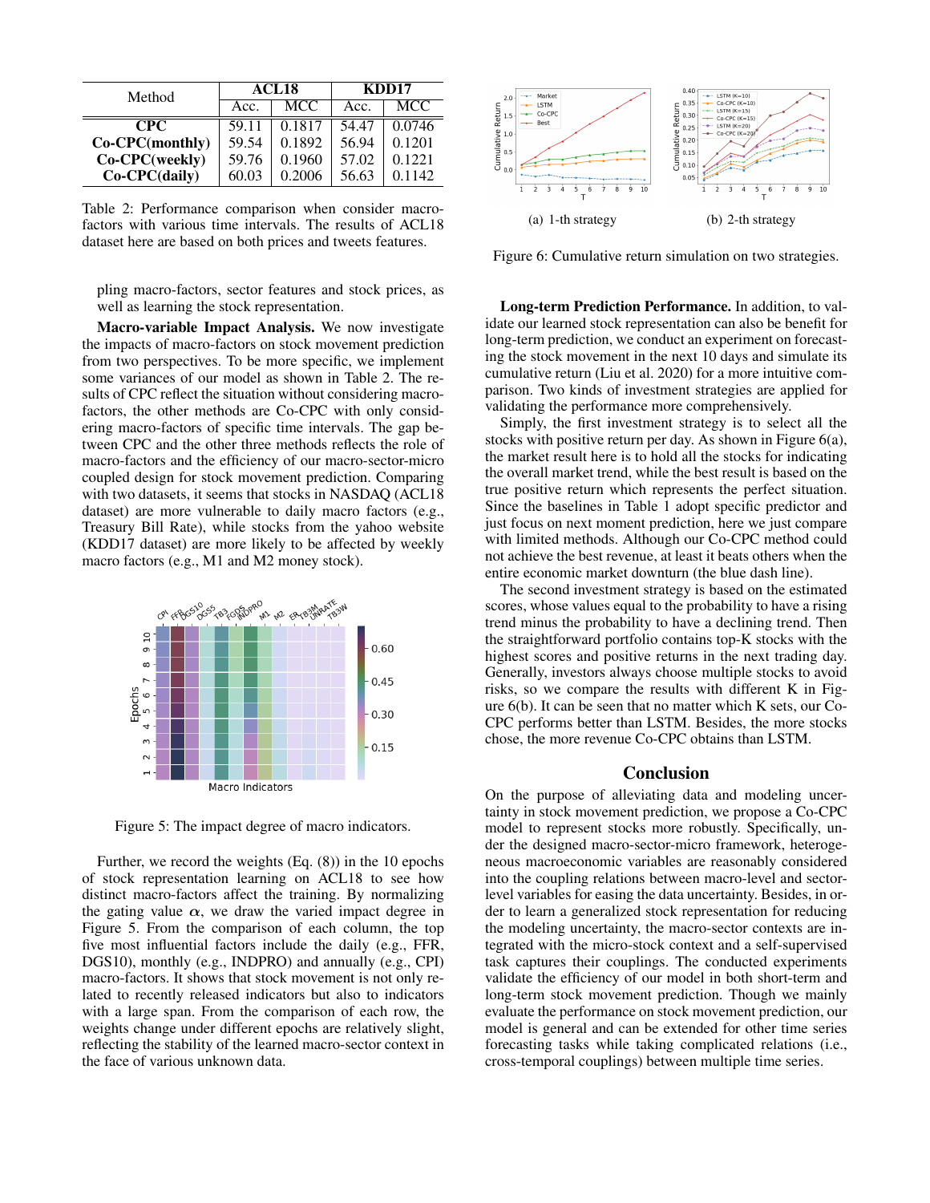| Method | ACL18 | | KDD17 | |
|---|---|---|---|---|
| | Acc. | MCC | Acc. | MCC |
| **CPC** | 59.11 | 0.1817 | 54.47 | 0.0746 |
| **Co-CPC(monthly)** | 59.54 | 0.1892 | 56.94 | 0.1201 |
| **Co-CPC(weekly)** | 59.76 | 0.1960 | 57.02 | 0.1221 |
| **Co-CPC(daily)** | 60.03 | 0.2006 | 56.63 | 0.1142 |

Table 2: Performance comparison when consider macro-factors with various time intervals. The results of ACL18 dataset here are based on both prices and tweets features.

pling macro-factors, sector features and stock prices, as well as learning the stock representation.

**Macro-variable Impact Analysis.** We now investigate the impacts of macro-factors on stock movement prediction from two perspectives. To be more specific, we implement some variances of our model as shown in Table 2. The results of CPC reflect the situation without considering macro-factors, the other methods are Co-CPC with only considering macro-factors of specific time intervals. The gap between CPC and the other three methods reflects the role of macro-factors and the efficiency of our macro-sector-micro coupled design for stock movement prediction. Comparing with two datasets, it seems that stocks in NASDAQ (ACL18 dataset) are more vulnerable to daily macro factors (e.g., Treasury Bill Rate), while stocks from the yahoo website (KDD17 dataset) are more likely to be affected by weekly macro factors (e.g., M1 and M2 money stock).

Figure 5: The impact degree of macro indicators.

Further, we record the weights (Eq. (8)) in the 10 epochs of stock representation learning on ACL18 to see how distinct macro-factors affect the training. By normalizing the gating value $\alpha$, we draw the varied impact degree in Figure 5. From the comparison of each column, the top five most influential factors include the daily (e.g., FFR, DGS10), monthly (e.g., INDPRO) and annually (e.g., CPI) macro-factors. It shows that stock movement is not only related to recently released indicators but also to indicators with a large span. From the comparison of each row, the weights change under different epochs are relatively slight, reflecting the stability of the learned macro-sector context in the face of various unknown data.

(a) 1-th strategy

(b) 2-th strategy

Figure 6: Cumulative return simulation on two strategies.

**Long-term Prediction Performance.** In addition, to validate our learned stock representation can also be benefit for long-term prediction, we conduct an experiment on forecasting the stock movement in the next 10 days and simulate its cumulative return (Liu et al. 2020) for a more intuitive comparison. Two kinds of investment strategies are applied for validating the performance more comprehensively.

Simply, the first investment strategy is to select all the stocks with positive return per day. As shown in Figure 6(a), the market result here is to hold all the stocks for indicating the overall market trend, while the best result is based on the true positive return which represents the perfect situation. Since the baselines in Table 1 adopt specific predictor and just focus on next moment prediction, here we just compare with limited methods. Although our Co-CPC method could not achieve the best revenue, at least it beats others when the entire economic market downturn (the blue dash line).

The second investment strategy is based on the estimated scores, whose values equal to the probability to have a rising trend minus the probability to have a declining trend. Then the straightforward portfolio contains top-K stocks with the highest scores and positive returns in the next trading day. Generally, investors always choose multiple stocks to avoid risks, so we compare the results with different K in Figure 6(b). It can be seen that no matter which K sets, our Co-CPC performs better than LSTM. Besides, the more stocks chose, the more revenue Co-CPC obtains than LSTM.

## Conclusion

On the purpose of alleviating data and modeling uncertainty in stock movement prediction, we propose a Co-CPC model to represent stocks more robustly. Specifically, under the designed macro-sector-micro framework, heterogeneous macroeconomic variables are reasonably considered into the coupling relations between macro-level and sector-level variables for easing the data uncertainty. Besides, in order to learn a generalized stock representation for reducing the modeling uncertainty, the macro-sector contexts are integrated with the micro-stock context and a self-supervised task captures their couplings. The conducted experiments validate the efficiency of our model in both short-term and long-term stock movement prediction. Though we mainly evaluate the performance on stock movement prediction, our model is general and can be extended for other time series forecasting tasks while taking complicated relations (i.e., cross-temporal couplings) between multiple time series.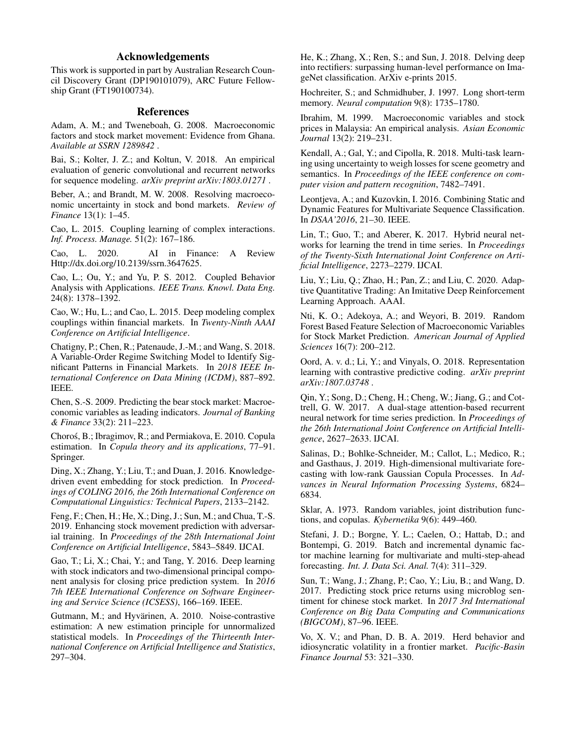## Acknowledgements

This work is supported in part by Australian Research Council Discovery Grant (DP190101079), ARC Future Fellowship Grant (FT190100734).

## References

Adam, A. M.; and Tweneboah, G. 2008. Macroeconomic factors and stock market movement: Evidence from Ghana. *Available at SSRN 1289842* .

Bai, S.; Kolter, J. Z.; and Koltun, V. 2018. An empirical evaluation of generic convolutional and recurrent networks for sequence modeling. *arXiv preprint arXiv:1803.01271* .

Beber, A.; and Brandt, M. W. 2008. Resolving macroeconomic uncertainty in stock and bond markets. *Review of Finance* 13(1): 1–45.

Cao, L. 2015. Coupling learning of complex interactions. *Inf. Process. Manage.* 51(2): 167–186.

Cao, L. 2020. AI in Finance: A Review Http://dx.doi.org/10.2139/ssrn.3647625.

Cao, L.; Ou, Y.; and Yu, P. S. 2012. Coupled Behavior Analysis with Applications. *IEEE Trans. Knowl. Data Eng.* 24(8): 1378–1392.

Cao, W.; Hu, L.; and Cao, L. 2015. Deep modeling complex couplings within financial markets. In *Twenty-Ninth AAAI Conference on Artificial Intelligence*.

Chatigny, P.; Chen, R.; Patenaude, J.-M.; and Wang, S. 2018. A Variable-Order Regime Switching Model to Identify Significant Patterns in Financial Markets. In *2018 IEEE International Conference on Data Mining (ICDM)*, 887–892. IEEE.

Chen, S.-S. 2009. Predicting the bear stock market: Macroeconomic variables as leading indicators. *Journal of Banking & Finance* 33(2): 211–223.

Choroś, B.; Ibragimov, R.; and Permiakova, E. 2010. Copula estimation. In *Copula theory and its applications*, 77–91. Springer.

Ding, X.; Zhang, Y.; Liu, T.; and Duan, J. 2016. Knowledge-driven event embedding for stock prediction. In *Proceedings of COLING 2016, the 26th International Conference on Computational Linguistics: Technical Papers*, 2133–2142.

Feng, F.; Chen, H.; He, X.; Ding, J.; Sun, M.; and Chua, T.-S. 2019. Enhancing stock movement prediction with adversarial training. In *Proceedings of the 28th International Joint Conference on Artificial Intelligence*, 5843–5849. IJCAI.

Gao, T.; Li, X.; Chai, Y.; and Tang, Y. 2016. Deep learning with stock indicators and two-dimensional principal component analysis for closing price prediction system. In *2016 7th IEEE International Conference on Software Engineering and Service Science (ICSESS)*, 166–169. IEEE.

Gutmann, M.; and Hyvärinen, A. 2010. Noise-contrastive estimation: A new estimation principle for unnormalized statistical models. In *Proceedings of the Thirteenth International Conference on Artificial Intelligence and Statistics*, 297–304.

He, K.; Zhang, X.; Ren, S.; and Sun, J. 2018. Delving deep into rectifiers: surpassing human-level performance on ImageNet classification. ArXiv e-prints 2015.

Hochreiter, S.; and Schmidhuber, J. 1997. Long short-term memory. *Neural computation* 9(8): 1735–1780.

Ibrahim, M. 1999. Macroeconomic variables and stock prices in Malaysia: An empirical analysis. *Asian Economic Journal* 13(2): 219–231.

Kendall, A.; Gal, Y.; and Cipolla, R. 2018. Multi-task learning using uncertainty to weigh losses for scene geometry and semantics. In *Proceedings of the IEEE conference on computer vision and pattern recognition*, 7482–7491.

Leontjeva, A.; and Kuzovkin, I. 2016. Combining Static and Dynamic Features for Multivariate Sequence Classification. In *DSAA'2016*, 21–30. IEEE.

Lin, T.; Guo, T.; and Aberer, K. 2017. Hybrid neural networks for learning the trend in time series. In *Proceedings of the Twenty-Sixth International Joint Conference on Artificial Intelligence*, 2273–2279. IJCAI.

Liu, Y.; Liu, Q.; Zhao, H.; Pan, Z.; and Liu, C. 2020. Adaptive Quantitative Trading: An Imitative Deep Reinforcement Learning Approach. AAAI.

Nti, K. O.; Adekoya, A.; and Weyori, B. 2019. Random Forest Based Feature Selection of Macroeconomic Variables for Stock Market Prediction. *American Journal of Applied Sciences* 16(7): 200–212.

Oord, A. v. d.; Li, Y.; and Vinyals, O. 2018. Representation learning with contrastive predictive coding. *arXiv preprint arXiv:1807.03748* .

Qin, Y.; Song, D.; Cheng, H.; Cheng, W.; Jiang, G.; and Cottrell, G. W. 2017. A dual-stage attention-based recurrent neural network for time series prediction. In *Proceedings of the 26th International Joint Conference on Artificial Intelligence*, 2627–2633. IJCAI.

Salinas, D.; Bohlke-Schneider, M.; Callot, L.; Medico, R.; and Gasthaus, J. 2019. High-dimensional multivariate forecasting with low-rank Gaussian Copula Processes. In *Advances in Neural Information Processing Systems*, 6824–6834.

Sklar, A. 1973. Random variables, joint distribution functions, and copulas. *Kybernetika* 9(6): 449–460.

Stefani, J. D.; Borgne, Y. L.; Caelen, O.; Hattab, D.; and Bontempi, G. 2019. Batch and incremental dynamic factor machine learning for multivariate and multi-step-ahead forecasting. *Int. J. Data Sci. Anal.* 7(4): 311–329.

Sun, T.; Wang, J.; Zhang, P.; Cao, Y.; Liu, B.; and Wang, D. 2017. Predicting stock price returns using microblog sentiment for chinese stock market. In *2017 3rd International Conference on Big Data Computing and Communications (BIGCOM)*, 87–96. IEEE.

Vo, X. V.; and Phan, D. B. A. 2019. Herd behavior and idiosyncratic volatility in a frontier market. *Pacific-Basin Finance Journal* 53: 321–330.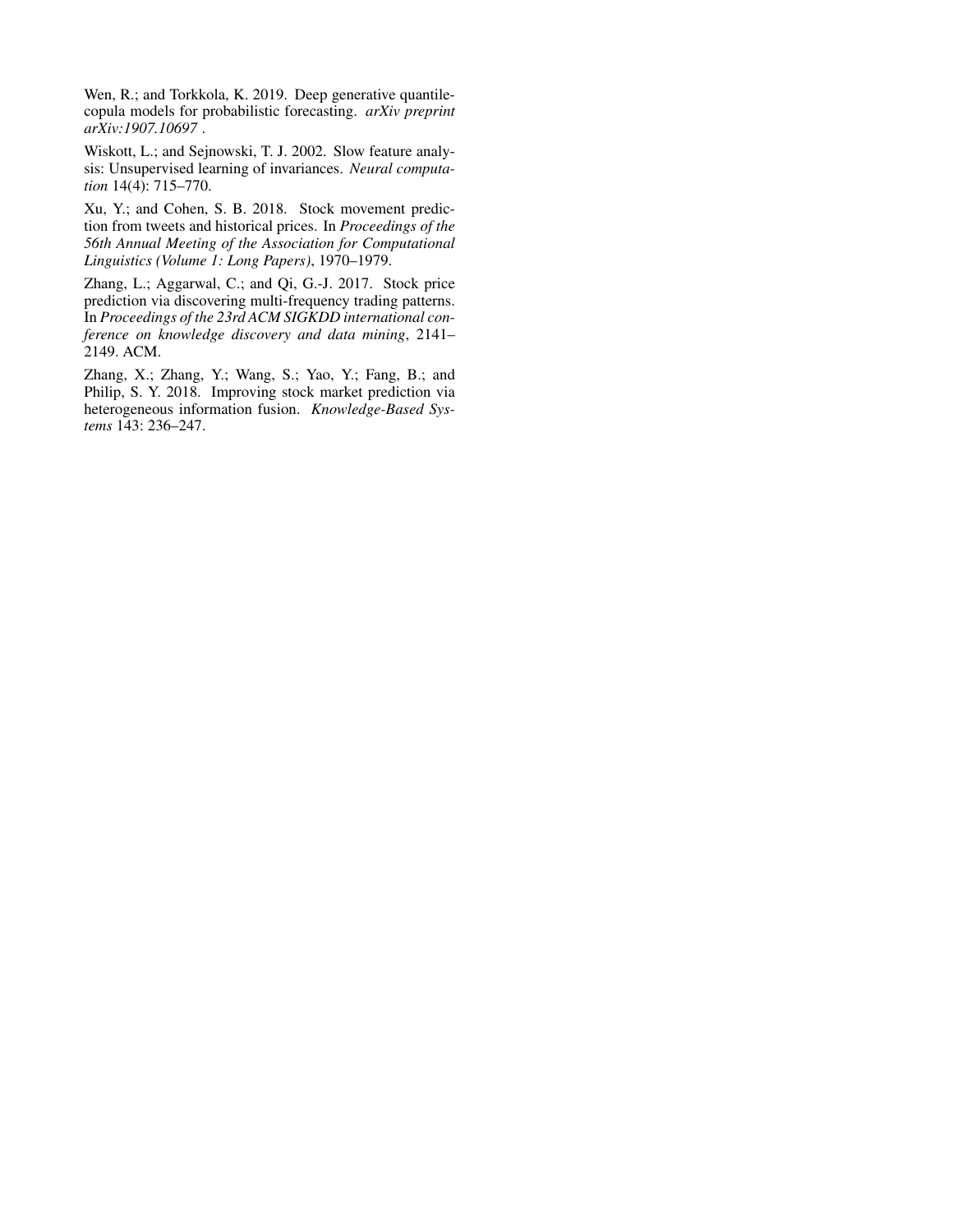Wen, R.; and Torkkola, K. 2019. Deep generative quantile-copula models for probabilistic forecasting. *arXiv preprint arXiv:1907.10697* .

Wiskott, L.; and Sejnowski, T. J. 2002. Slow feature analysis: Unsupervised learning of invariances. *Neural computation* 14(4): 715–770.

Xu, Y.; and Cohen, S. B. 2018. Stock movement prediction from tweets and historical prices. In *Proceedings of the 56th Annual Meeting of the Association for Computational Linguistics (Volume 1: Long Papers)*, 1970–1979.

Zhang, L.; Aggarwal, C.; and Qi, G.-J. 2017. Stock price prediction via discovering multi-frequency trading patterns. In *Proceedings of the 23rd ACM SIGKDD international conference on knowledge discovery and data mining*, 2141–2149. ACM.

Zhang, X.; Zhang, Y.; Wang, S.; Yao, Y.; Fang, B.; and Philip, S. Y. 2018. Improving stock market prediction via heterogeneous information fusion. *Knowledge-Based Systems* 143: 236–247.